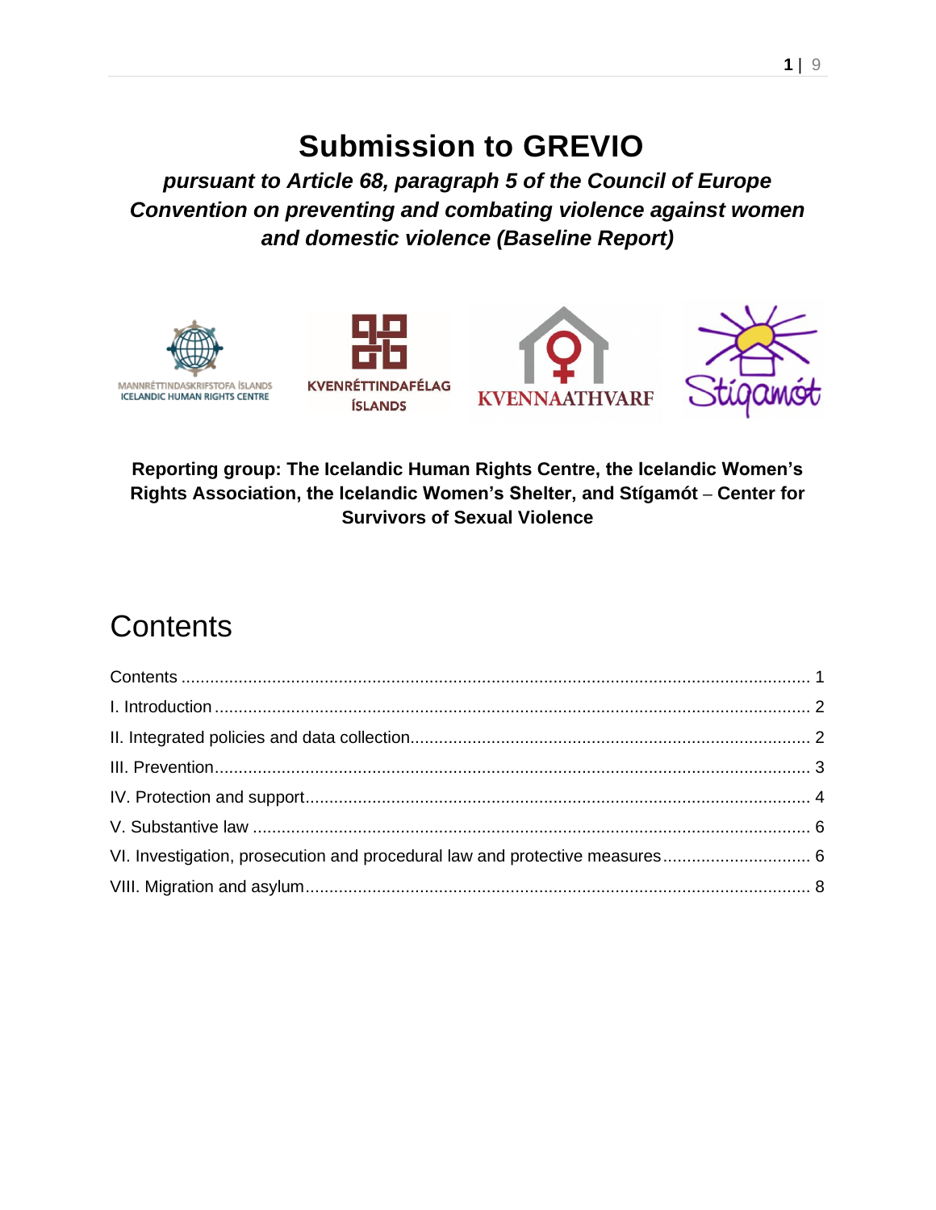# Submission to GREVIO

***pursuant to Article 68, paragraph 5 of the Council of Europe Convention on preventing and combating violence against women and domestic violence (Baseline Report)***

MANNRÉTTINDASKRIFSTOFA ÍSLANDS
ICELANDIC HUMAN RIGHTS CENTRE

KVENRÉTTINDAFÉLAG ÍSLANDS

KVENNAATHVARF

Stígamót

**Reporting group: The Icelandic Human Rights Centre, the Icelandic Women's Rights Association, the Icelandic Women's Shelter, and Stígamót – Center for Survivors of Sexual Violence**

## Contents

Contents ........................................................................................................................ 1
I. Introduction ................................................................................................................ 2
II. Integrated policies and data collection....................................................................... 2
III. Prevention................................................................................................................. 3
IV. Protection and support............................................................................................. 4
V. Substantive law ......................................................................................................... 6
VI. Investigation, prosecution and procedural law and protective measures .................. 6
VIII. Migration and asylum.............................................................................................. 8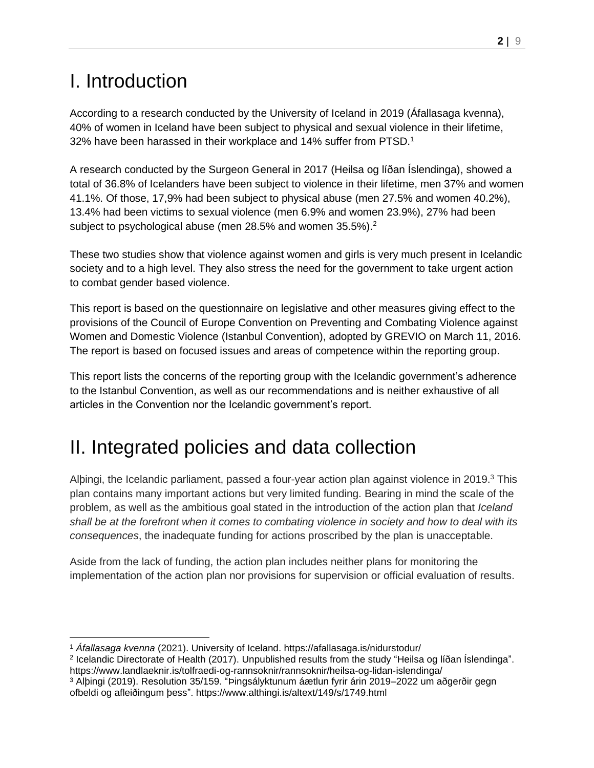# I. Introduction

According to a research conducted by the University of Iceland in 2019 (Áfallasaga kvenna), 40% of women in Iceland have been subject to physical and sexual violence in their lifetime, 32% have been harassed in their workplace and 14% suffer from PTSD.[1]

A research conducted by the Surgeon General in 2017 (Heilsa og líðan Íslendinga), showed a total of 36.8% of Icelanders have been subject to violence in their lifetime, men 37% and women 41.1%. Of those, 17,9% had been subject to physical abuse (men 27.5% and women 40.2%), 13.4% had been victims to sexual violence (men 6.9% and women 23.9%), 27% had been subject to psychological abuse (men 28.5% and women 35.5%).[2]

These two studies show that violence against women and girls is very much present in Icelandic society and to a high level. They also stress the need for the government to take urgent action to combat gender based violence.

This report is based on the questionnaire on legislative and other measures giving effect to the provisions of the Council of Europe Convention on Preventing and Combating Violence against Women and Domestic Violence (Istanbul Convention), adopted by GREVIO on March 11, 2016. The report is based on focused issues and areas of competence within the reporting group.

This report lists the concerns of the reporting group with the Icelandic government's adherence to the Istanbul Convention, as well as our recommendations and is neither exhaustive of all articles in the Convention nor the Icelandic government's report.

# II. Integrated policies and data collection

Alþingi, the Icelandic parliament, passed a four-year action plan against violence in 2019.[3] This plan contains many important actions but very limited funding. Bearing in mind the scale of the problem, as well as the ambitious goal stated in the introduction of the action plan that *Iceland shall be at the forefront when it comes to combating violence in society and how to deal with its consequences*, the inadequate funding for actions proscribed by the plan is unacceptable.

Aside from the lack of funding, the action plan includes neither plans for monitoring the implementation of the action plan nor provisions for supervision or official evaluation of results.

---

[1] *Áfallasaga kvenna* (2021). University of Iceland. https://afallasaga.is/nidurstodur/

[2] Icelandic Directorate of Health (2017). Unpublished results from the study "Heilsa og líðan Íslendinga". https://www.landlaeknir.is/tolfraedi-og-rannsoknir/rannsoknir/heilsa-og-lidan-islendinga/

[3] Alþingi (2019). Resolution 35/159. "Þingsályktunum áætlun fyrir árin 2019–2022 um aðgerðir gegn ofbeldi og afleiðingum þess". https://www.althingi.is/altext/149/s/1749.html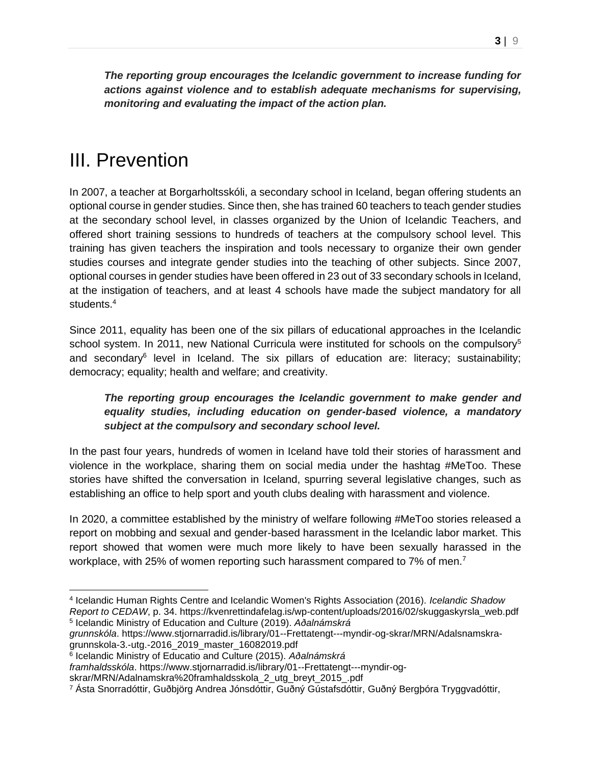***The reporting group encourages the Icelandic government to increase funding for actions against violence and to establish adequate mechanisms for supervising, monitoring and evaluating the impact of the action plan.***

# III. Prevention

In 2007, a teacher at Borgarholtsskóli, a secondary school in Iceland, began offering students an optional course in gender studies. Since then, she has trained 60 teachers to teach gender studies at the secondary school level, in classes organized by the Union of Icelandic Teachers, and offered short training sessions to hundreds of teachers at the compulsory school level. This training has given teachers the inspiration and tools necessary to organize their own gender studies courses and integrate gender studies into the teaching of other subjects. Since 2007, optional courses in gender studies have been offered in 23 out of 33 secondary schools in Iceland, at the instigation of teachers, and at least 4 schools have made the subject mandatory for all students.[4]

Since 2011, equality has been one of the six pillars of educational approaches in the Icelandic school system. In 2011, new National Curricula were instituted for schools on the compulsory[5] and secondary[6] level in Iceland. The six pillars of education are: literacy; sustainability; democracy; equality; health and welfare; and creativity.

***The reporting group encourages the Icelandic government to make gender and equality studies, including education on gender-based violence, a mandatory subject at the compulsory and secondary school level.***

In the past four years, hundreds of women in Iceland have told their stories of harassment and violence in the workplace, sharing them on social media under the hashtag #MeToo. These stories have shifted the conversation in Iceland, spurring several legislative changes, such as establishing an office to help sport and youth clubs dealing with harassment and violence.

In 2020, a committee established by the ministry of welfare following #MeToo stories released a report on mobbing and sexual and gender-based harassment in the Icelandic labor market. This report showed that women were much more likely to have been sexually harassed in the workplace, with 25% of women reporting such harassment compared to 7% of men.[7]

---

[4] Icelandic Human Rights Centre and Icelandic Women's Rights Association (2016). *Icelandic Shadow Report to CEDAW*, p. 34. https://kvenrettindafelag.is/wp-content/uploads/2016/02/skuggaskyrsla_web.pdf

[5] Icelandic Ministry of Education and Culture (2019). *Aðalnámskrá grunnskóla*. https://www.stjornarradid.is/library/01--Frettatengt---myndir-og-skrar/MRN/Adalsnamskra-grunnskola-3.-utg.-2016_2019_master_16082019.pdf

[6] Icelandic Ministry of Educatio and Culture (2015). *Aðalnámskrá framhaldsskóla*. https://www.stjornarradid.is/library/01--Frettatengt---myndir-og-skrar/MRN/Adalnamskra%20framhaldsskola_2_utg_breyt_2015_.pdf

[7] Ásta Snorradóttir, Guðbjörg Andrea Jónsdóttir, Guðný Gústafsdóttir, Guðný Bergþóra Tryggvadóttir,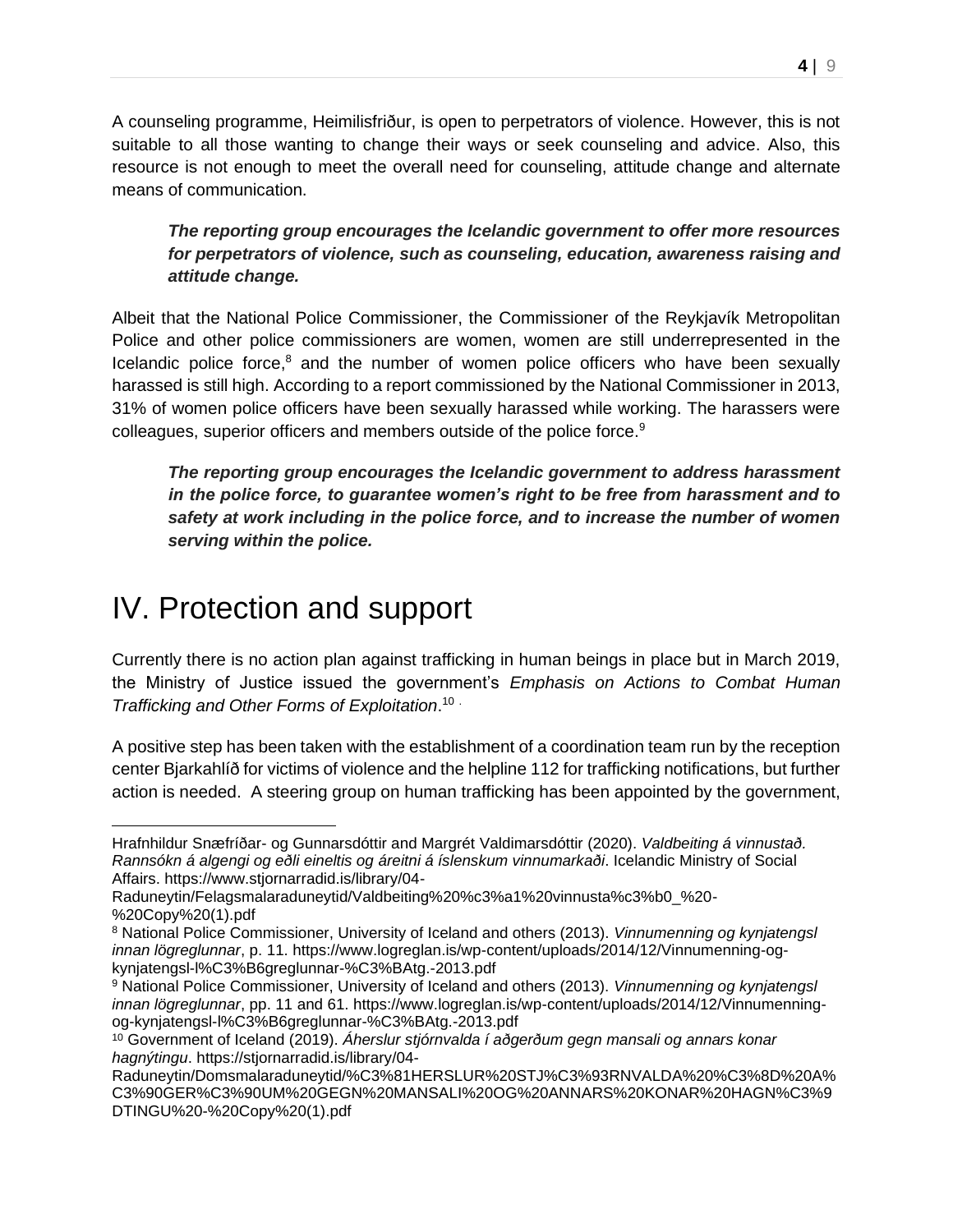A counseling programme, Heimilisfriður, is open to perpetrators of violence. However, this is not suitable to all those wanting to change their ways or seek counseling and advice. Also, this resource is not enough to meet the overall need for counseling, attitude change and alternate means of communication.

> ***The reporting group encourages the Icelandic government to offer more resources for perpetrators of violence, such as counseling, education, awareness raising and attitude change.***

Albeit that the National Police Commissioner, the Commissioner of the Reykjavík Metropolitan Police and other police commissioners are women, women are still underrepresented in the Icelandic police force,[8] and the number of women police officers who have been sexually harassed is still high. According to a report commissioned by the National Commissioner in 2013, 31% of women police officers have been sexually harassed while working. The harassers were colleagues, superior officers and members outside of the police force.[9]

> ***The reporting group encourages the Icelandic government to address harassment in the police force, to guarantee women's right to be free from harassment and to safety at work including in the police force, and to increase the number of women serving within the police.***

# IV. Protection and support

Currently there is no action plan against trafficking in human beings in place but in March 2019, the Ministry of Justice issued the government's *Emphasis on Actions to Combat Human Trafficking and Other Forms of Exploitation*.[10]

A positive step has been taken with the establishment of a coordination team run by the reception center Bjarkahlíð for victims of violence and the helpline 112 for trafficking notifications, but further action is needed. A steering group on human trafficking has been appointed by the government,

---

Hrafnhildur Snæfríðar- og Gunnarsdóttir and Margrét Valdimarsdóttir (2020). *Valdbeiting á vinnustað. Rannsókn á algengi og eðli eineltis og áreitni á íslenskum vinnumarkaði*. Icelandic Ministry of Social Affairs. https://www.stjornarradid.is/library/04-Raduneytin/Felagsmalaraduneytid/Valdbeiting%20%c3%a1%20vinnusta%c3%b0_%20-%20Copy%20(1).pdf

[8] National Police Commissioner, University of Iceland and others (2013). *Vinnumenning og kynjatengsl innan lögreglunnar*, p. 11. https://www.logreglan.is/wp-content/uploads/2014/12/Vinnumenning-og-kynjatengsl-l%C3%B6greglunnar-%C3%BAtg.-2013.pdf

[9] National Police Commissioner, University of Iceland and others (2013). *Vinnumenning og kynjatengsl innan lögreglunnar*, pp. 11 and 61. https://www.logreglan.is/wp-content/uploads/2014/12/Vinnumenning-og-kynjatengsl-l%C3%B6greglunnar-%C3%BAtg.-2013.pdf

[10] Government of Iceland (2019). *Áherslur stjórnvalda í aðgerðum gegn mansali og annars konar hagnýtingu*. https://stjornarradid.is/library/04-Raduneytin/Domsmalaraduneytid/%C3%81HERSLUR%20STJ%C3%93RNVALDA%20%C3%8D%20A%C3%90GER%C3%90UM%20GEGN%20MANSALI%20OG%20ANNARS%20KONAR%20HAGN%C3%9DTINGU%20-%20Copy%20(1).pdf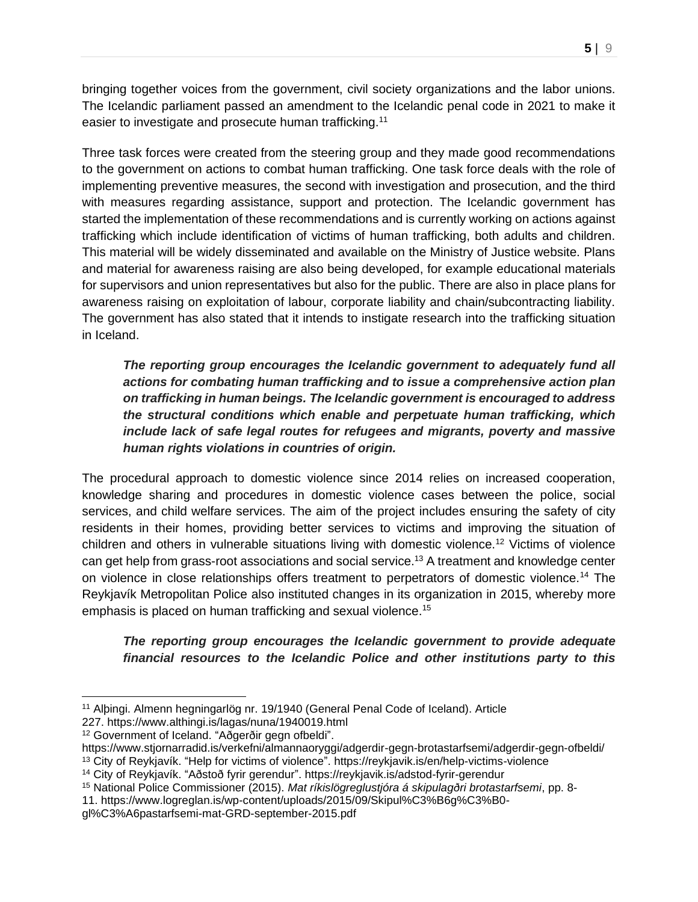bringing together voices from the government, civil society organizations and the labor unions. The Icelandic parliament passed an amendment to the Icelandic penal code in 2021 to make it easier to investigate and prosecute human trafficking.[11]

Three task forces were created from the steering group and they made good recommendations to the government on actions to combat human trafficking. One task force deals with the role of implementing preventive measures, the second with investigation and prosecution, and the third with measures regarding assistance, support and protection. The Icelandic government has started the implementation of these recommendations and is currently working on actions against trafficking which include identification of victims of human trafficking, both adults and children. This material will be widely disseminated and available on the Ministry of Justice website. Plans and material for awareness raising are also being developed, for example educational materials for supervisors and union representatives but also for the public. There are also in place plans for awareness raising on exploitation of labour, corporate liability and chain/subcontracting liability. The government has also stated that it intends to instigate research into the trafficking situation in Iceland.

> ***The reporting group encourages the Icelandic government to adequately fund all actions for combating human trafficking and to issue a comprehensive action plan on trafficking in human beings. The Icelandic government is encouraged to address the structural conditions which enable and perpetuate human trafficking, which include lack of safe legal routes for refugees and migrants, poverty and massive human rights violations in countries of origin.***

The procedural approach to domestic violence since 2014 relies on increased cooperation, knowledge sharing and procedures in domestic violence cases between the police, social services, and child welfare services. The aim of the project includes ensuring the safety of city residents in their homes, providing better services to victims and improving the situation of children and others in vulnerable situations living with domestic violence.[12] Victims of violence can get help from grass-root associations and social service.[13] A treatment and knowledge center on violence in close relationships offers treatment to perpetrators of domestic violence.[14] The Reykjavík Metropolitan Police also instituted changes in its organization in 2015, whereby more emphasis is placed on human trafficking and sexual violence.[15]

> ***The reporting group encourages the Icelandic government to provide adequate financial resources to the Icelandic Police and other institutions party to this***

---

[11] Alþingi. Almenn hegningarlög nr. 19/1940 (General Penal Code of Iceland). Article 227. https://www.althingi.is/lagas/nuna/1940019.html

[12] Government of Iceland. "Aðgerðir gegn ofbeldi". https://www.stjornarradid.is/verkefni/almannaoryggi/adgerdir-gegn-brotastarfsemi/adgerdir-gegn-ofbeldi/

[13] City of Reykjavík. "Help for victims of violence". https://reykjavik.is/en/help-victims-violence

[14] City of Reykjavík. "Aðstoð fyrir gerendur". https://reykjavik.is/adstod-fyrir-gerendur

[15] National Police Commissioner (2015). *Mat ríkislögreglustjóra á skipulagðri brotastarfsemi*, pp. 8-11. https://www.logreglan.is/wp-content/uploads/2015/09/Skipul%C3%B6g%C3%B0-gl%C3%A6pastarfsemi-mat-GRD-september-2015.pdf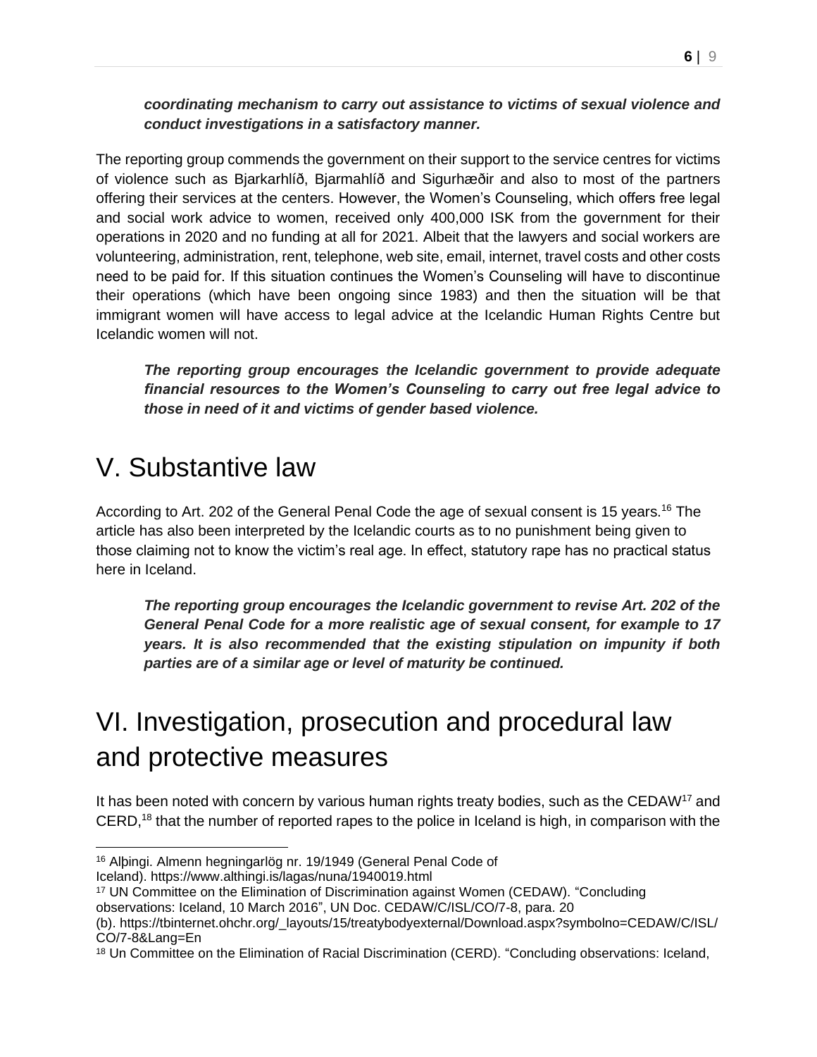***coordinating mechanism to carry out assistance to victims of sexual violence and conduct investigations in a satisfactory manner.***

The reporting group commends the government on their support to the service centres for victims of violence such as Bjarkarhlíð, Bjarmahlíð and Sigurhæðir and also to most of the partners offering their services at the centers. However, the Women's Counseling, which offers free legal and social work advice to women, received only 400,000 ISK from the government for their operations in 2020 and no funding at all for 2021. Albeit that the lawyers and social workers are volunteering, administration, rent, telephone, web site, email, internet, travel costs and other costs need to be paid for. If this situation continues the Women's Counseling will have to discontinue their operations (which have been ongoing since 1983) and then the situation will be that immigrant women will have access to legal advice at the Icelandic Human Rights Centre but Icelandic women will not.

> ***The reporting group encourages the Icelandic government to provide adequate financial resources to the Women's Counseling to carry out free legal advice to those in need of it and victims of gender based violence.***

# V. Substantive law

According to Art. 202 of the General Penal Code the age of sexual consent is 15 years.[16] The article has also been interpreted by the Icelandic courts as to no punishment being given to those claiming not to know the victim's real age. In effect, statutory rape has no practical status here in Iceland.

> ***The reporting group encourages the Icelandic government to revise Art. 202 of the General Penal Code for a more realistic age of sexual consent, for example to 17 years. It is also recommended that the existing stipulation on impunity if both parties are of a similar age or level of maturity be continued.***

# VI. Investigation, prosecution and procedural law and protective measures

It has been noted with concern by various human rights treaty bodies, such as the CEDAW[17] and CERD,[18] that the number of reported rapes to the police in Iceland is high, in comparison with the

---

[16] Alþingi. Almenn hegningarlög nr. 19/1949 (General Penal Code of Iceland). https://www.althingi.is/lagas/nuna/1940019.html

[17] UN Committee on the Elimination of Discrimination against Women (CEDAW). "Concluding observations: Iceland, 10 March 2016", UN Doc. CEDAW/C/ISL/CO/7-8, para. 20 (b). https://tbinternet.ohchr.org/_layouts/15/treatybodyexternal/Download.aspx?symbolno=CEDAW/C/ISL/CO/7-8&Lang=En

[18] Un Committee on the Elimination of Racial Discrimination (CERD). "Concluding observations: Iceland,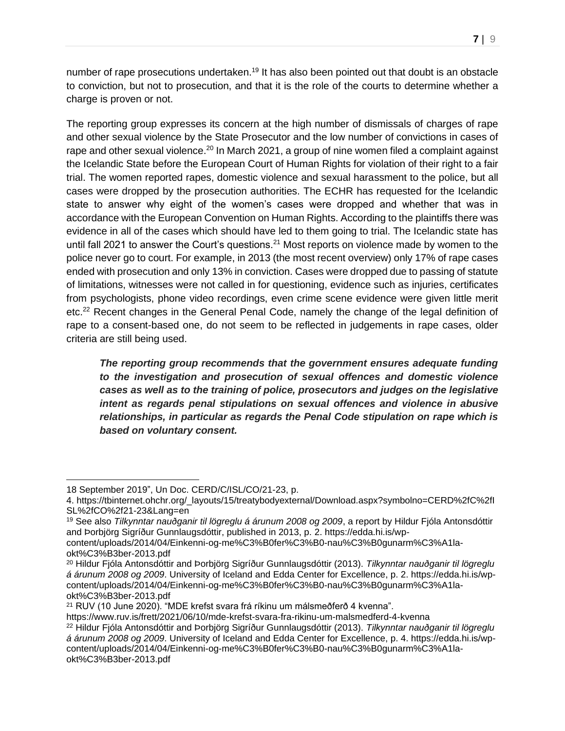number of rape prosecutions undertaken.[19] It has also been pointed out that doubt is an obstacle to conviction, but not to prosecution, and that it is the role of the courts to determine whether a charge is proven or not.

The reporting group expresses its concern at the high number of dismissals of charges of rape and other sexual violence by the State Prosecutor and the low number of convictions in cases of rape and other sexual violence.[20] In March 2021, a group of nine women filed a complaint against the Icelandic State before the European Court of Human Rights for violation of their right to a fair trial. The women reported rapes, domestic violence and sexual harassment to the police, but all cases were dropped by the prosecution authorities. The ECHR has requested for the Icelandic state to answer why eight of the women's cases were dropped and whether that was in accordance with the European Convention on Human Rights. According to the plaintiffs there was evidence in all of the cases which should have led to them going to trial. The Icelandic state has until fall 2021 to answer the Court's questions.[21] Most reports on violence made by women to the police never go to court. For example, in 2013 (the most recent overview) only 17% of rape cases ended with prosecution and only 13% in conviction. Cases were dropped due to passing of statute of limitations, witnesses were not called in for questioning, evidence such as injuries, certificates from psychologists, phone video recordings, even crime scene evidence were given little merit etc.[22] Recent changes in the General Penal Code, namely the change of the legal definition of rape to a consent-based one, do not seem to be reflected in judgements in rape cases, older criteria are still being used.

> ***The reporting group recommends that the government ensures adequate funding to the investigation and prosecution of sexual offences and domestic violence cases as well as to the training of police, prosecutors and judges on the legislative intent as regards penal stipulations on sexual offences and violence in abusive relationships, in particular as regards the Penal Code stipulation on rape which is based on voluntary consent.***

---

18 September 2019", Un Doc. CERD/C/ISL/CO/21-23, p. 4. https://tbinternet.ohchr.org/_layouts/15/treatybodyexternal/Download.aspx?symbolno=CERD%2fC%2fISL%2fCO%2f21-23&Lang=en

[19] See also *Tilkynntar nauðganir til lögreglu á árunum 2008 og 2009*, a report by Hildur Fjóla Antonsdóttir and Þorbjörg Sigríður Gunnlaugsdóttir, published in 2013, p. 2. https://edda.hi.is/wp-content/uploads/2014/04/Einkenni-og-me%C3%B0fer%C3%B0-nau%C3%B0gunarm%C3%A1la-okt%C3%B3ber-2013.pdf

[20] Hildur Fjóla Antonsdóttir and Þorbjörg Sigríður Gunnlaugsdóttir (2013). *Tilkynntar nauðganir til lögreglu á árunum 2008 og 2009*. University of Iceland and Edda Center for Excellence, p. 2. https://edda.hi.is/wp-content/uploads/2014/04/Einkenni-og-me%C3%B0fer%C3%B0-nau%C3%B0gunarm%C3%A1la-okt%C3%B3ber-2013.pdf

[21] RUV (10 June 2020). "MDE krefst svara frá ríkinu um málsmeðferð 4 kvenna". https://www.ruv.is/frett/2021/06/10/mde-krefst-svara-fra-rikinu-um-malsmedferd-4-kvenna

[22] Hildur Fjóla Antonsdóttir and Þorbjörg Sigríður Gunnlaugsdóttir (2013). *Tilkynntar nauðganir til lögreglu á árunum 2008 og 2009*. University of Iceland and Edda Center for Excellence, p. 4. https://edda.hi.is/wp-content/uploads/2014/04/Einkenni-og-me%C3%B0fer%C3%B0-nau%C3%B0gunarm%C3%A1la-okt%C3%B3ber-2013.pdf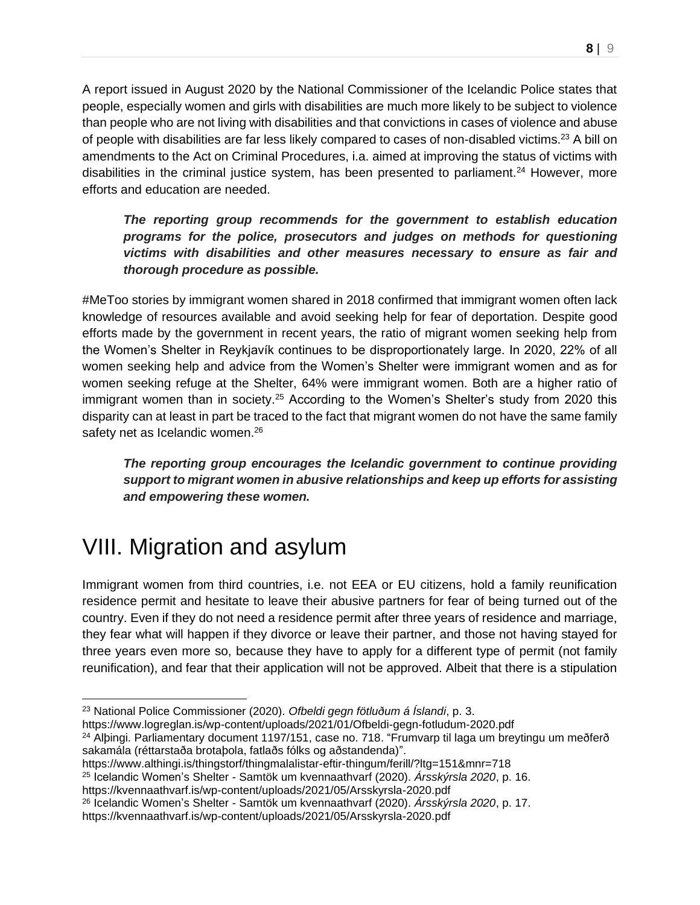A report issued in August 2020 by the National Commissioner of the Icelandic Police states that people, especially women and girls with disabilities are much more likely to be subject to violence than people who are not living with disabilities and that convictions in cases of violence and abuse of people with disabilities are far less likely compared to cases of non-disabled victims.[23] A bill on amendments to the Act on Criminal Procedures, i.a. aimed at improving the status of victims with disabilities in the criminal justice system, has been presented to parliament.[24] However, more efforts and education are needed.

> ***The reporting group recommends for the government to establish education programs for the police, prosecutors and judges on methods for questioning victims with disabilities and other measures necessary to ensure as fair and thorough procedure as possible.***

#MeToo stories by immigrant women shared in 2018 confirmed that immigrant women often lack knowledge of resources available and avoid seeking help for fear of deportation. Despite good efforts made by the government in recent years, the ratio of migrant women seeking help from the Women's Shelter in Reykjavík continues to be disproportionately large. In 2020, 22% of all women seeking help and advice from the Women's Shelter were immigrant women and as for women seeking refuge at the Shelter, 64% were immigrant women. Both are a higher ratio of immigrant women than in society.[25] According to the Women's Shelter's study from 2020 this disparity can at least in part be traced to the fact that migrant women do not have the same family safety net as Icelandic women.[26]

> ***The reporting group encourages the Icelandic government to continue providing support to migrant women in abusive relationships and keep up efforts for assisting and empowering these women.***

# VIII. Migration and asylum

Immigrant women from third countries, i.e. not EEA or EU citizens, hold a family reunification residence permit and hesitate to leave their abusive partners for fear of being turned out of the country. Even if they do not need a residence permit after three years of residence and marriage, they fear what will happen if they divorce or leave their partner, and those not having stayed for three years even more so, because they have to apply for a different type of permit (not family reunification), and fear that their application will not be approved. Albeit that there is a stipulation

---

[23] National Police Commissioner (2020). *Ofbeldi gegn fötluðum á Íslandi*, p. 3. https://www.logreglan.is/wp-content/uploads/2021/01/Ofbeldi-gegn-fotludum-2020.pdf

[24] Alþingi. Parliamentary document 1197/151, case no. 718. "Frumvarp til laga um breytingu um meðferð sakamála (réttarstaða brotaþola, fatlaðs fólks og aðstandenda)". https://www.althingi.is/thingstorf/thingmalalistar-eftir-thingum/ferill/?ltg=151&mnr=718

[25] Icelandic Women's Shelter - Samtök um kvennaathvarf (2020). *Ársskýrsla 2020*, p. 16. https://kvennaathvarf.is/wp-content/uploads/2021/05/Arsskyrsla-2020.pdf

[26] Icelandic Women's Shelter - Samtök um kvennaathvarf (2020). *Ársskýrsla 2020*, p. 17. https://kvennaathvarf.is/wp-content/uploads/2021/05/Arsskyrsla-2020.pdf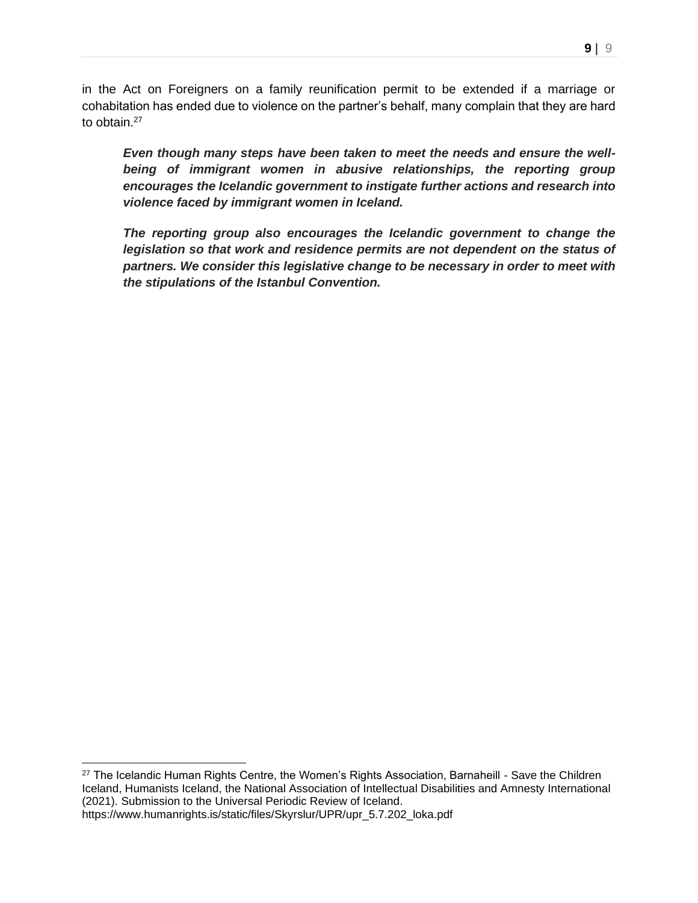in the Act on Foreigners on a family reunification permit to be extended if a marriage or cohabitation has ended due to violence on the partner's behalf, many complain that they are hard to obtain.[27]

> ***Even though many steps have been taken to meet the needs and ensure the well-being of immigrant women in abusive relationships, the reporting group encourages the Icelandic government to instigate further actions and research into violence faced by immigrant women in Iceland.***
>
> ***The reporting group also encourages the Icelandic government to change the legislation so that work and residence permits are not dependent on the status of partners. We consider this legislative change to be necessary in order to meet with the stipulations of the Istanbul Convention.***

---

[27] The Icelandic Human Rights Centre, the Women's Rights Association, Barnaheill - Save the Children Iceland, Humanists Iceland, the National Association of Intellectual Disabilities and Amnesty International (2021). Submission to the Universal Periodic Review of Iceland. https://www.humanrights.is/static/files/Skyrslur/UPR/upr_5.7.202_loka.pdf